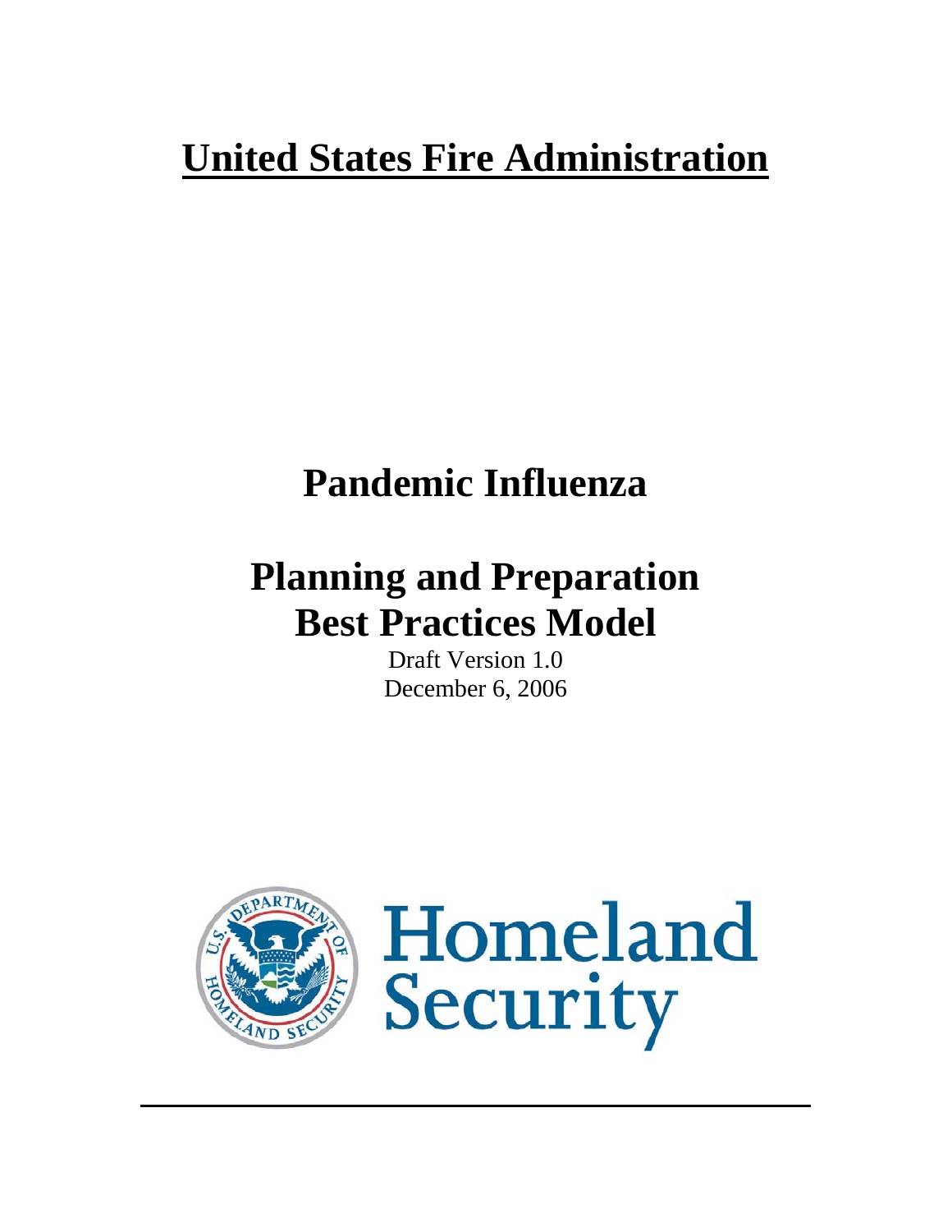# United States Fire Administration

# Pandemic Influenza

# Planning and Preparation Best Practices Model

Draft Version 1.0
December 6, 2006

Homeland Security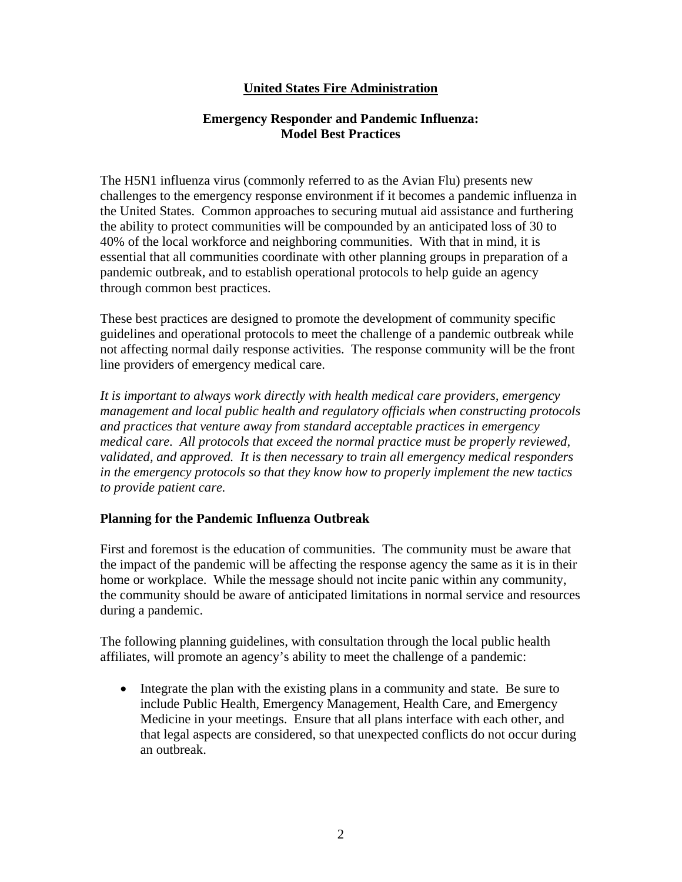# United States Fire Administration

## Emergency Responder and Pandemic Influenza: Model Best Practices

The H5N1 influenza virus (commonly referred to as the Avian Flu) presents new challenges to the emergency response environment if it becomes a pandemic influenza in the United States. Common approaches to securing mutual aid assistance and furthering the ability to protect communities will be compounded by an anticipated loss of 30 to 40% of the local workforce and neighboring communities. With that in mind, it is essential that all communities coordinate with other planning groups in preparation of a pandemic outbreak, and to establish operational protocols to help guide an agency through common best practices.

These best practices are designed to promote the development of community specific guidelines and operational protocols to meet the challenge of a pandemic outbreak while not affecting normal daily response activities. The response community will be the front line providers of emergency medical care.

*It is important to always work directly with health medical care providers, emergency management and local public health and regulatory officials when constructing protocols and practices that venture away from standard acceptable practices in emergency medical care. All protocols that exceed the normal practice must be properly reviewed, validated, and approved. It is then necessary to train all emergency medical responders in the emergency protocols so that they know how to properly implement the new tactics to provide patient care.*

### Planning for the Pandemic Influenza Outbreak

First and foremost is the education of communities. The community must be aware that the impact of the pandemic will be affecting the response agency the same as it is in their home or workplace. While the message should not incite panic within any community, the community should be aware of anticipated limitations in normal service and resources during a pandemic.

The following planning guidelines, with consultation through the local public health affiliates, will promote an agency's ability to meet the challenge of a pandemic:

- Integrate the plan with the existing plans in a community and state. Be sure to include Public Health, Emergency Management, Health Care, and Emergency Medicine in your meetings. Ensure that all plans interface with each other, and that legal aspects are considered, so that unexpected conflicts do not occur during an outbreak.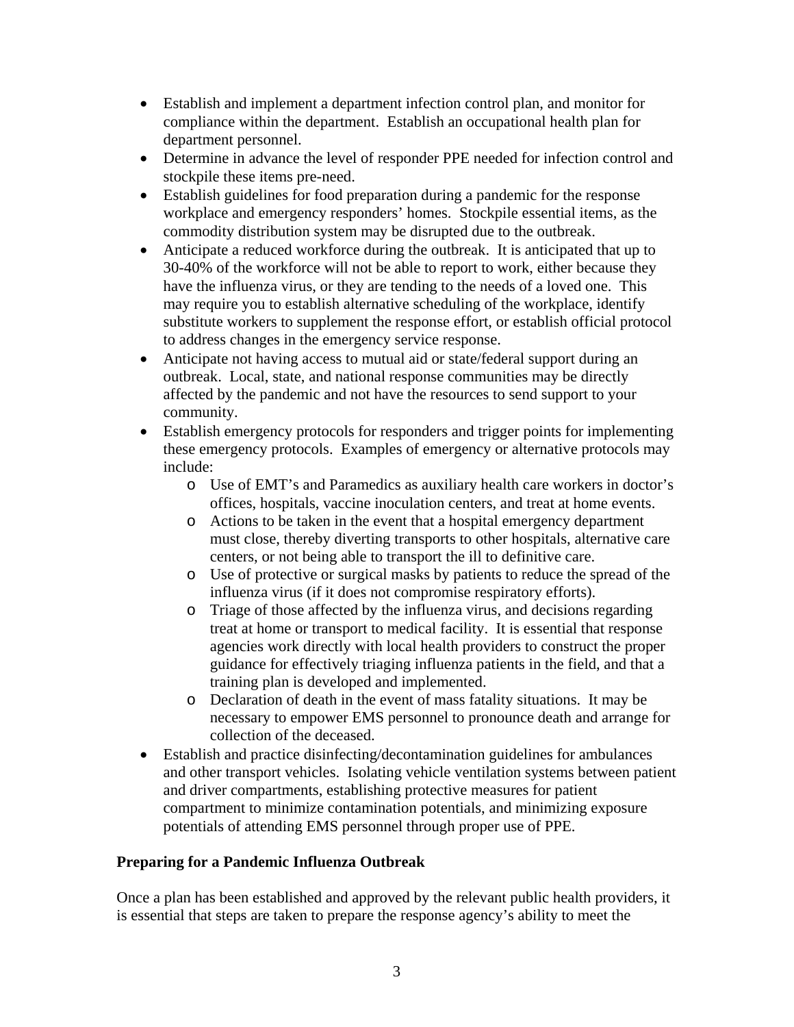- Establish and implement a department infection control plan, and monitor for compliance within the department. Establish an occupational health plan for department personnel.
- Determine in advance the level of responder PPE needed for infection control and stockpile these items pre-need.
- Establish guidelines for food preparation during a pandemic for the response workplace and emergency responders' homes. Stockpile essential items, as the commodity distribution system may be disrupted due to the outbreak.
- Anticipate a reduced workforce during the outbreak. It is anticipated that up to 30-40% of the workforce will not be able to report to work, either because they have the influenza virus, or they are tending to the needs of a loved one. This may require you to establish alternative scheduling of the workplace, identify substitute workers to supplement the response effort, or establish official protocol to address changes in the emergency service response.
- Anticipate not having access to mutual aid or state/federal support during an outbreak. Local, state, and national response communities may be directly affected by the pandemic and not have the resources to send support to your community.
- Establish emergency protocols for responders and trigger points for implementing these emergency protocols. Examples of emergency or alternative protocols may include:
    - Use of EMT's and Paramedics as auxiliary health care workers in doctor's offices, hospitals, vaccine inoculation centers, and treat at home events.
    - Actions to be taken in the event that a hospital emergency department must close, thereby diverting transports to other hospitals, alternative care centers, or not being able to transport the ill to definitive care.
    - Use of protective or surgical masks by patients to reduce the spread of the influenza virus (if it does not compromise respiratory efforts).
    - Triage of those affected by the influenza virus, and decisions regarding treat at home or transport to medical facility. It is essential that response agencies work directly with local health providers to construct the proper guidance for effectively triaging influenza patients in the field, and that a training plan is developed and implemented.
    - Declaration of death in the event of mass fatality situations. It may be necessary to empower EMS personnel to pronounce death and arrange for collection of the deceased.
- Establish and practice disinfecting/decontamination guidelines for ambulances and other transport vehicles. Isolating vehicle ventilation systems between patient and driver compartments, establishing protective measures for patient compartment to minimize contamination potentials, and minimizing exposure potentials of attending EMS personnel through proper use of PPE.

**Preparing for a Pandemic Influenza Outbreak**

Once a plan has been established and approved by the relevant public health providers, it is essential that steps are taken to prepare the response agency's ability to meet the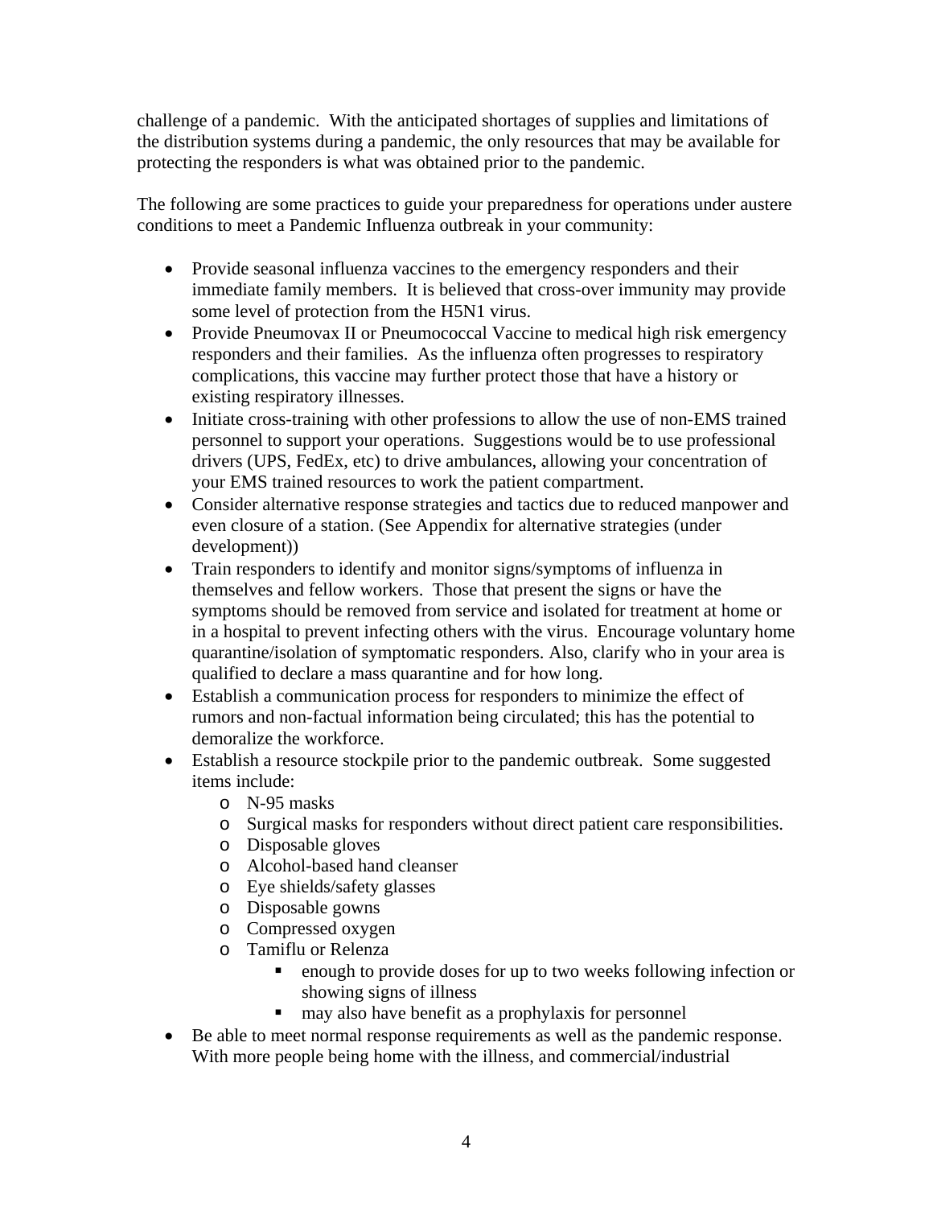challenge of a pandemic. With the anticipated shortages of supplies and limitations of the distribution systems during a pandemic, the only resources that may be available for protecting the responders is what was obtained prior to the pandemic.

The following are some practices to guide your preparedness for operations under austere conditions to meet a Pandemic Influenza outbreak in your community:

- Provide seasonal influenza vaccines to the emergency responders and their immediate family members. It is believed that cross-over immunity may provide some level of protection from the H5N1 virus.
- Provide Pneumovax II or Pneumococcal Vaccine to medical high risk emergency responders and their families. As the influenza often progresses to respiratory complications, this vaccine may further protect those that have a history or existing respiratory illnesses.
- Initiate cross-training with other professions to allow the use of non-EMS trained personnel to support your operations. Suggestions would be to use professional drivers (UPS, FedEx, etc) to drive ambulances, allowing your concentration of your EMS trained resources to work the patient compartment.
- Consider alternative response strategies and tactics due to reduced manpower and even closure of a station. (See Appendix for alternative strategies (under development))
- Train responders to identify and monitor signs/symptoms of influenza in themselves and fellow workers. Those that present the signs or have the symptoms should be removed from service and isolated for treatment at home or in a hospital to prevent infecting others with the virus. Encourage voluntary home quarantine/isolation of symptomatic responders. Also, clarify who in your area is qualified to declare a mass quarantine and for how long.
- Establish a communication process for responders to minimize the effect of rumors and non-factual information being circulated; this has the potential to demoralize the workforce.
- Establish a resource stockpile prior to the pandemic outbreak. Some suggested items include:
  - N-95 masks
  - Surgical masks for responders without direct patient care responsibilities.
  - Disposable gloves
  - Alcohol-based hand cleanser
  - Eye shields/safety glasses
  - Disposable gowns
  - Compressed oxygen
  - Tamiflu or Relenza
    - enough to provide doses for up to two weeks following infection or showing signs of illness
    - may also have benefit as a prophylaxis for personnel
- Be able to meet normal response requirements as well as the pandemic response. With more people being home with the illness, and commercial/industrial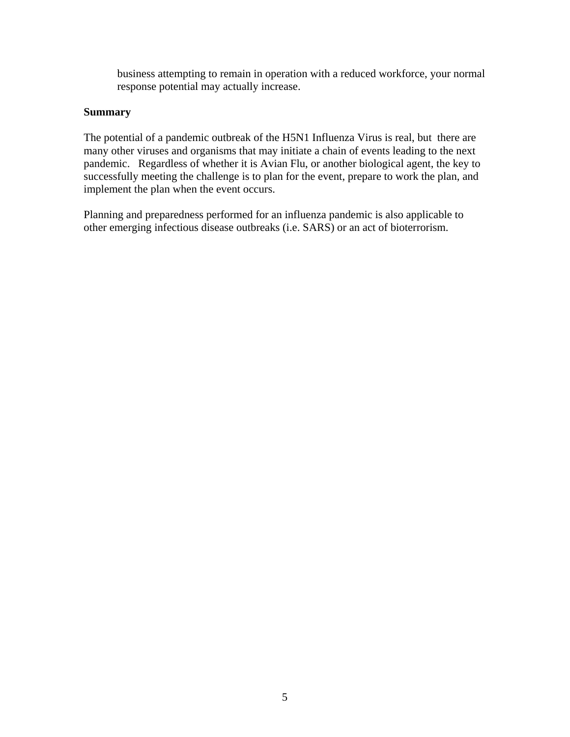business attempting to remain in operation with a reduced workforce, your normal response potential may actually increase.

**Summary**

The potential of a pandemic outbreak of the H5N1 Influenza Virus is real, but there are many other viruses and organisms that may initiate a chain of events leading to the next pandemic. Regardless of whether it is Avian Flu, or another biological agent, the key to successfully meeting the challenge is to plan for the event, prepare to work the plan, and implement the plan when the event occurs.

Planning and preparedness performed for an influenza pandemic is also applicable to other emerging infectious disease outbreaks (i.e. SARS) or an act of bioterrorism.